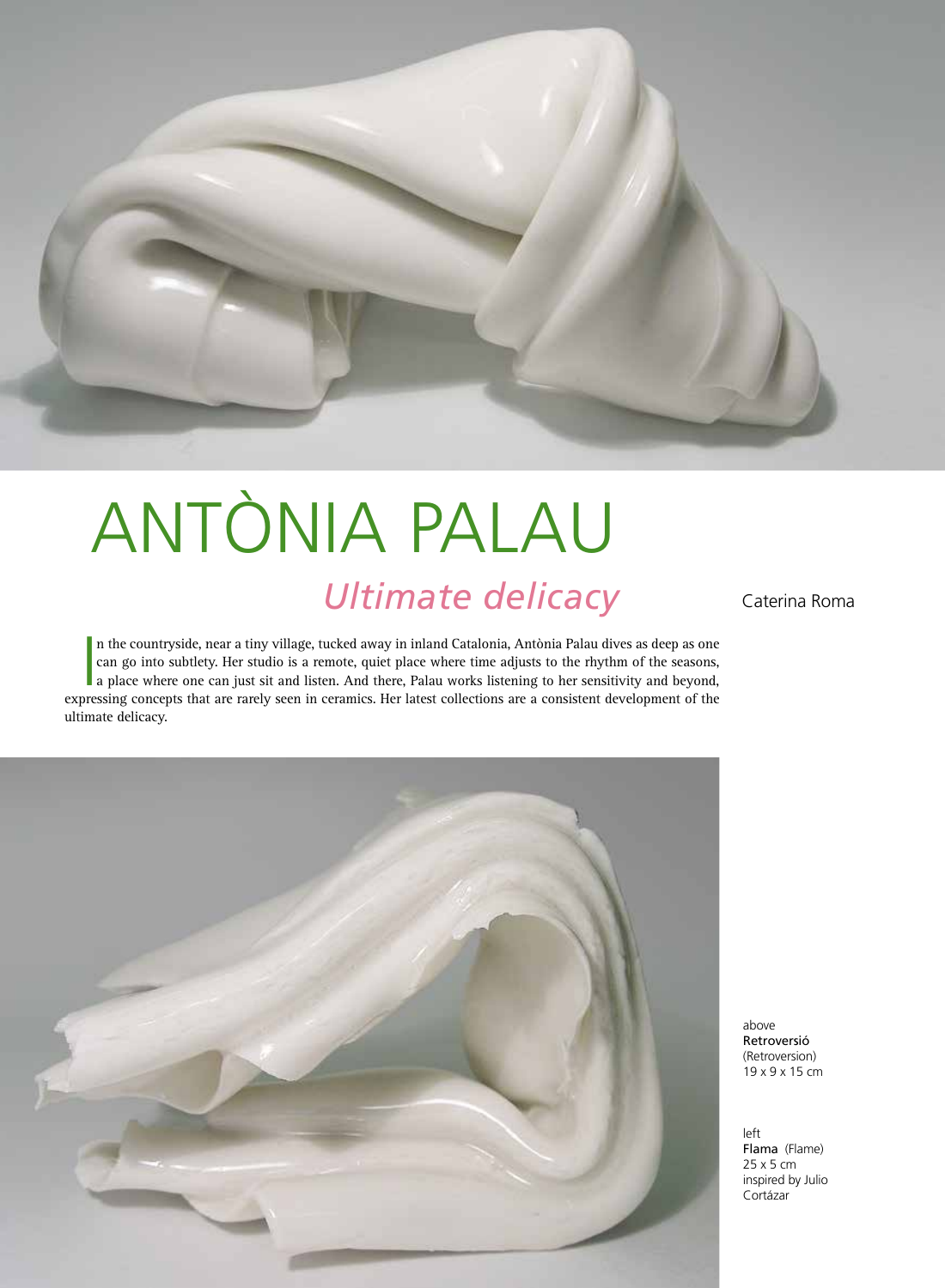# ANTÒNIA PALAU

## *Ultimate delicacy*

Caterina Roma

In the countryside, near a tiny village, tucked away in inland Catalonia, Antònia Palau dives as deep as one can go into subtlety. Her studio is a remote, quiet place where time adjusts to the rhythm of the seasons, a place where one can just sit and listen. And there, Palau works listening to her sensitivity and beyond, expressing concepts that are rarely seen in ceramics. Her latest collections are a consistent development of the ultimate delicacy.

above
**Retroversió**
(Retroversion)
19 x 9 x 15 cm

left
**Flama** (Flame)
25 x 5 cm
inspired by Julio Cortázar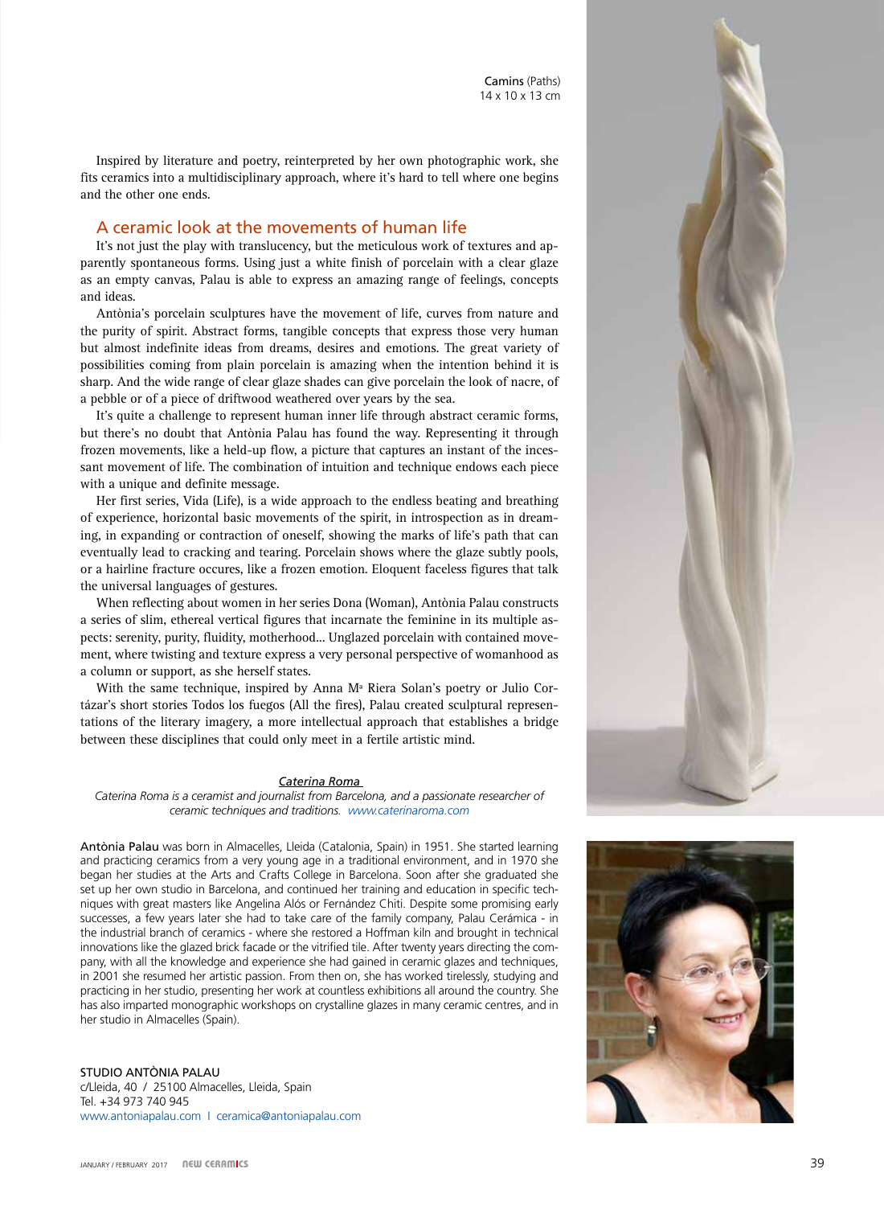**Camins** (Paths)
14 x 10 x 13 cm

Inspired by literature and poetry, reinterpreted by her own photographic work, she fits ceramics into a multidisciplinary approach, where it's hard to tell where one begins and the other one ends.

## A ceramic look at the movements of human life

It's not just the play with translucency, but the meticulous work of textures and apparently spontaneous forms. Using just a white finish of porcelain with a clear glaze as an empty canvas, Palau is able to express an amazing range of feelings, concepts and ideas.

Antònia's porcelain sculptures have the movement of life, curves from nature and the purity of spirit. Abstract forms, tangible concepts that express those very human but almost indefinite ideas from dreams, desires and emotions. The great variety of possibilities coming from plain porcelain is amazing when the intention behind it is sharp. And the wide range of clear glaze shades can give porcelain the look of nacre, of a pebble or of a piece of driftwood weathered over years by the sea.

It's quite a challenge to represent human inner life through abstract ceramic forms, but there's no doubt that Antònia Palau has found the way. Representing it through frozen movements, like a held-up flow, a picture that captures an instant of the incessant movement of life. The combination of intuition and technique endows each piece with a unique and definite message.

Her first series, Vida (Life), is a wide approach to the endless beating and breathing of experience, horizontal basic movements of the spirit, in introspection as in dreaming, in expanding or contraction of oneself, showing the marks of life's path that can eventually lead to cracking and tearing. Porcelain shows where the glaze subtly pools, or a hairline fracture occures, like a frozen emotion. Eloquent faceless figures that talk the universal languages of gestures.

When reflecting about women in her series Dona (Woman), Antònia Palau constructs a series of slim, ethereal vertical figures that incarnate the feminine in its multiple aspects: serenity, purity, fluidity, motherhood... Unglazed porcelain with contained movement, where twisting and texture express a very personal perspective of womanhood as a column or support, as she herself states.

With the same technique, inspired by Anna Mª Riera Solan's poetry or Julio Cortázar's short stories Todos los fuegos (All the fires), Palau created sculptural representations of the literary imagery, a more intellectual approach that establishes a bridge between these disciplines that could only meet in a fertile artistic mind.

*Caterina Roma*
*Caterina Roma is a ceramist and journalist from Barcelona, and a passionate researcher of ceramic techniques and traditions. www.caterinaroma.com*

Antònia Palau was born in Almacelles, Lleida (Catalonia, Spain) in 1951. She started learning and practicing ceramics from a very young age in a traditional environment, and in 1970 she began her studies at the Arts and Crafts College in Barcelona. Soon after she graduated she set up her own studio in Barcelona, and continued her training and education in specific techniques with great masters like Angelina Alós or Fernández Chiti. Despite some promising early successes, a few years later she had to take care of the family company, Palau Cerámica - in the industrial branch of ceramics - where she restored a Hoffman kiln and brought in technical innovations like the glazed brick facade or the vitrified tile. After twenty years directing the company, with all the knowledge and experience she had gained in ceramic glazes and techniques, in 2001 she resumed her artistic passion. From then on, she has worked tirelessly, studying and practicing in her studio, presenting her work at countless exhibitions all around the country. She has also imparted monographic workshops on crystalline glazes in many ceramic centres, and in her studio in Almacelles (Spain).

STUDIO ANTÒNIA PALAU
c/Lleida, 40 / 25100 Almacelles, Lleida, Spain
Tel. +34 973 740 945
www.antoniapalau.com | ceramica@antoniapalau.com